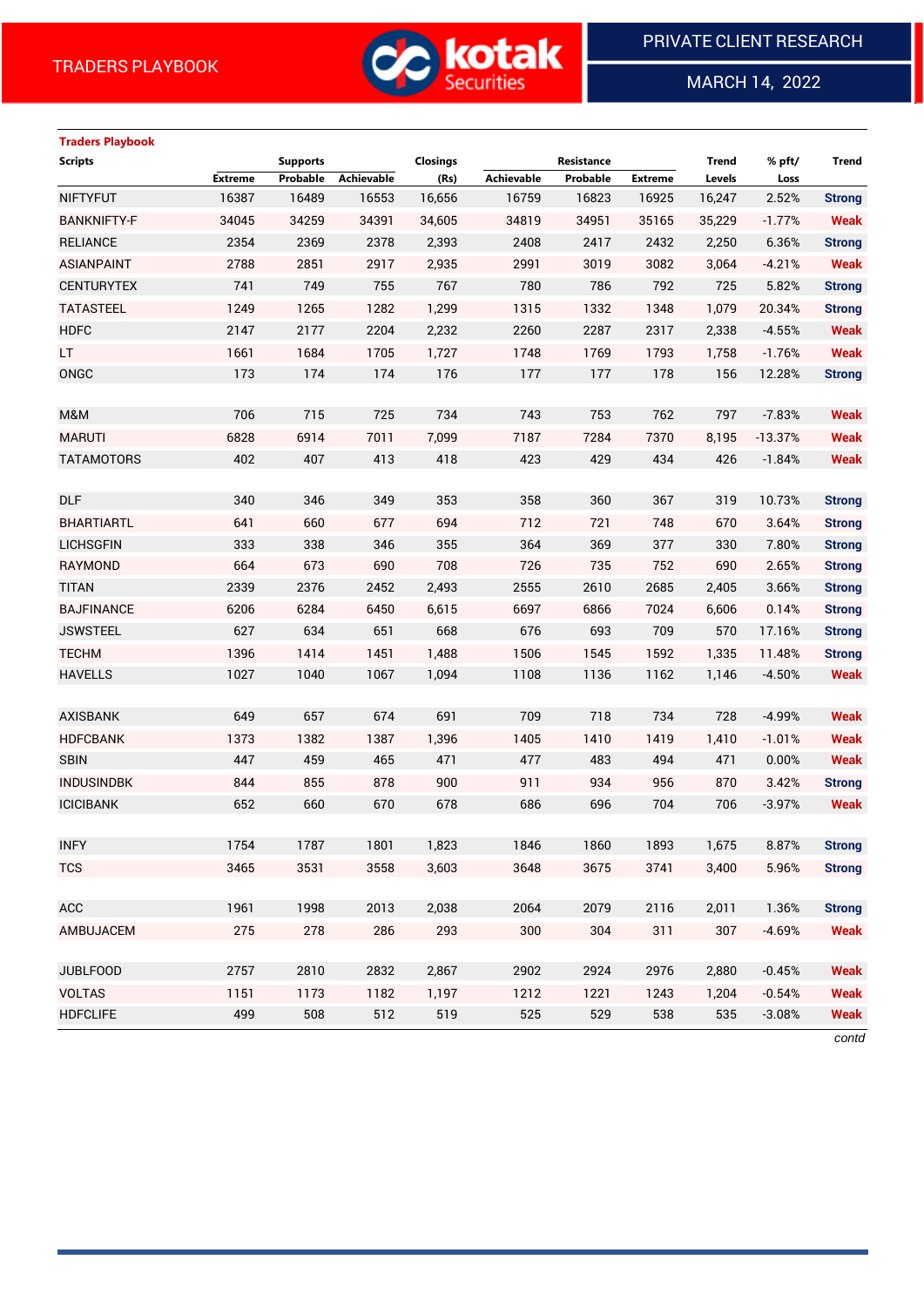TRADERS PLAYBOOK

PRIVATE CLIENT RESEARCH

MARCH 14, 2022

**Traders Playbook**

| Scripts | Supports | | | Closings | Resistance | | | Trend | % pft/ | Trend |
|---|---|---|---|---|---|---|---|---|---|---|
| | Extreme | Probable | Achievable | (Rs) | Achievable | Probable | Extreme | Levels | Loss | |
| NIFTYFUT | 16387 | 16489 | 16553 | 16,656 | 16759 | 16823 | 16925 | 16,247 | 2.52% | Strong |
| BANKNIFTY-F | 34045 | 34259 | 34391 | 34,605 | 34819 | 34951 | 35165 | 35,229 | -1.77% | Weak |
| RELIANCE | 2354 | 2369 | 2378 | 2,393 | 2408 | 2417 | 2432 | 2,250 | 6.36% | Strong |
| ASIANPAINT | 2788 | 2851 | 2917 | 2,935 | 2991 | 3019 | 3082 | 3,064 | -4.21% | Weak |
| CENTURYTEX | 741 | 749 | 755 | 767 | 780 | 786 | 792 | 725 | 5.82% | Strong |
| TATASTEEL | 1249 | 1265 | 1282 | 1,299 | 1315 | 1332 | 1348 | 1,079 | 20.34% | Strong |
| HDFC | 2147 | 2177 | 2204 | 2,232 | 2260 | 2287 | 2317 | 2,338 | -4.55% | Weak |
| LT | 1661 | 1684 | 1705 | 1,727 | 1748 | 1769 | 1793 | 1,758 | -1.76% | Weak |
| ONGC | 173 | 174 | 174 | 176 | 177 | 177 | 178 | 156 | 12.28% | Strong |
| | | | | | | | | | | |
| M&M | 706 | 715 | 725 | 734 | 743 | 753 | 762 | 797 | -7.83% | Weak |
| MARUTI | 6828 | 6914 | 7011 | 7,099 | 7187 | 7284 | 7370 | 8,195 | -13.37% | Weak |
| TATAMOTORS | 402 | 407 | 413 | 418 | 423 | 429 | 434 | 426 | -1.84% | Weak |
| | | | | | | | | | | |
| DLF | 340 | 346 | 349 | 353 | 358 | 360 | 367 | 319 | 10.73% | Strong |
| BHARTIARTL | 641 | 660 | 677 | 694 | 712 | 721 | 748 | 670 | 3.64% | Strong |
| LICHSGFIN | 333 | 338 | 346 | 355 | 364 | 369 | 377 | 330 | 7.80% | Strong |
| RAYMOND | 664 | 673 | 690 | 708 | 726 | 735 | 752 | 690 | 2.65% | Strong |
| TITAN | 2339 | 2376 | 2452 | 2,493 | 2555 | 2610 | 2685 | 2,405 | 3.66% | Strong |
| BAJFINANCE | 6206 | 6284 | 6450 | 6,615 | 6697 | 6866 | 7024 | 6,606 | 0.14% | Strong |
| JSWSTEEL | 627 | 634 | 651 | 668 | 676 | 693 | 709 | 570 | 17.16% | Strong |
| TECHM | 1396 | 1414 | 1451 | 1,488 | 1506 | 1545 | 1592 | 1,335 | 11.48% | Strong |
| HAVELLS | 1027 | 1040 | 1067 | 1,094 | 1108 | 1136 | 1162 | 1,146 | -4.50% | Weak |
| | | | | | | | | | | |
| AXISBANK | 649 | 657 | 674 | 691 | 709 | 718 | 734 | 728 | -4.99% | Weak |
| HDFCBANK | 1373 | 1382 | 1387 | 1,396 | 1405 | 1410 | 1419 | 1,410 | -1.01% | Weak |
| SBIN | 447 | 459 | 465 | 471 | 477 | 483 | 494 | 471 | 0.00% | Weak |
| INDUSINDBK | 844 | 855 | 878 | 900 | 911 | 934 | 956 | 870 | 3.42% | Strong |
| ICICIBANK | 652 | 660 | 670 | 678 | 686 | 696 | 704 | 706 | -3.97% | Weak |
| | | | | | | | | | | |
| INFY | 1754 | 1787 | 1801 | 1,823 | 1846 | 1860 | 1893 | 1,675 | 8.87% | Strong |
| TCS | 3465 | 3531 | 3558 | 3,603 | 3648 | 3675 | 3741 | 3,400 | 5.96% | Strong |
| | | | | | | | | | | |
| ACC | 1961 | 1998 | 2013 | 2,038 | 2064 | 2079 | 2116 | 2,011 | 1.36% | Strong |
| AMBUJACEM | 275 | 278 | 286 | 293 | 300 | 304 | 311 | 307 | -4.69% | Weak |
| | | | | | | | | | | |
| JUBLFOOD | 2757 | 2810 | 2832 | 2,867 | 2902 | 2924 | 2976 | 2,880 | -0.45% | Weak |
| VOLTAS | 1151 | 1173 | 1182 | 1,197 | 1212 | 1221 | 1243 | 1,204 | -0.54% | Weak |
| HDFCLIFE | 499 | 508 | 512 | 519 | 525 | 529 | 538 | 535 | -3.08% | Weak |

*contd*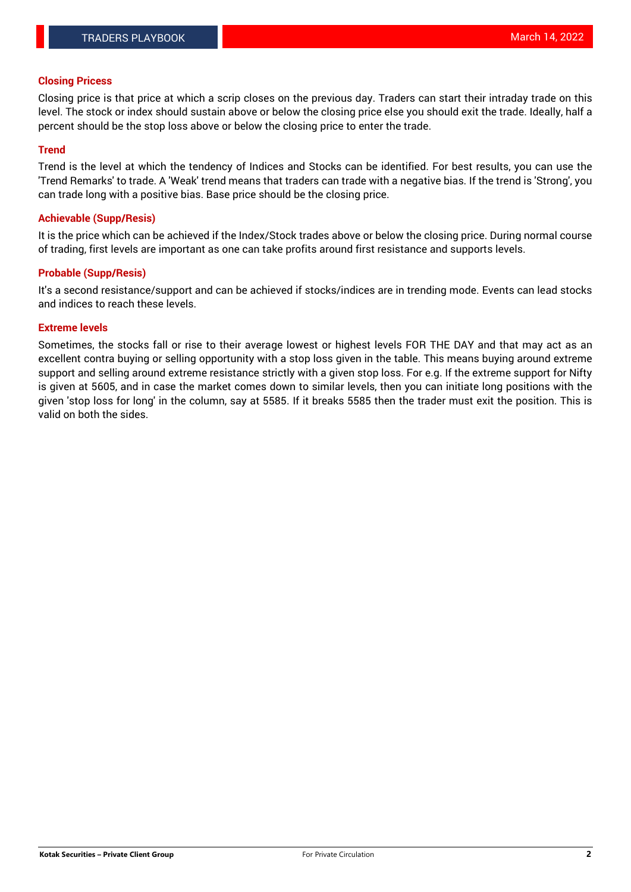## Closing Pricess

Closing price is that price at which a scrip closes on the previous day. Traders can start their intraday trade on this level. The stock or index should sustain above or below the closing price else you should exit the trade. Ideally, half a percent should be the stop loss above or below the closing price to enter the trade.

## Trend

Trend is the level at which the tendency of Indices and Stocks can be identified. For best results, you can use the 'Trend Remarks' to trade. A 'Weak' trend means that traders can trade with a negative bias. If the trend is 'Strong', you can trade long with a positive bias. Base price should be the closing price.

## Achievable (Supp/Resis)

It is the price which can be achieved if the Index/Stock trades above or below the closing price. During normal course of trading, first levels are important as one can take profits around first resistance and supports levels.

## Probable (Supp/Resis)

It's a second resistance/support and can be achieved if stocks/indices are in trending mode. Events can lead stocks and indices to reach these levels.

## Extreme levels

Sometimes, the stocks fall or rise to their average lowest or highest levels FOR THE DAY and that may act as an excellent contra buying or selling opportunity with a stop loss given in the table. This means buying around extreme support and selling around extreme resistance strictly with a given stop loss. For e.g. If the extreme support for Nifty is given at 5605, and in case the market comes down to similar levels, then you can initiate long positions with the given 'stop loss for long' in the column, say at 5585. If it breaks 5585 then the trader must exit the position. This is valid on both the sides.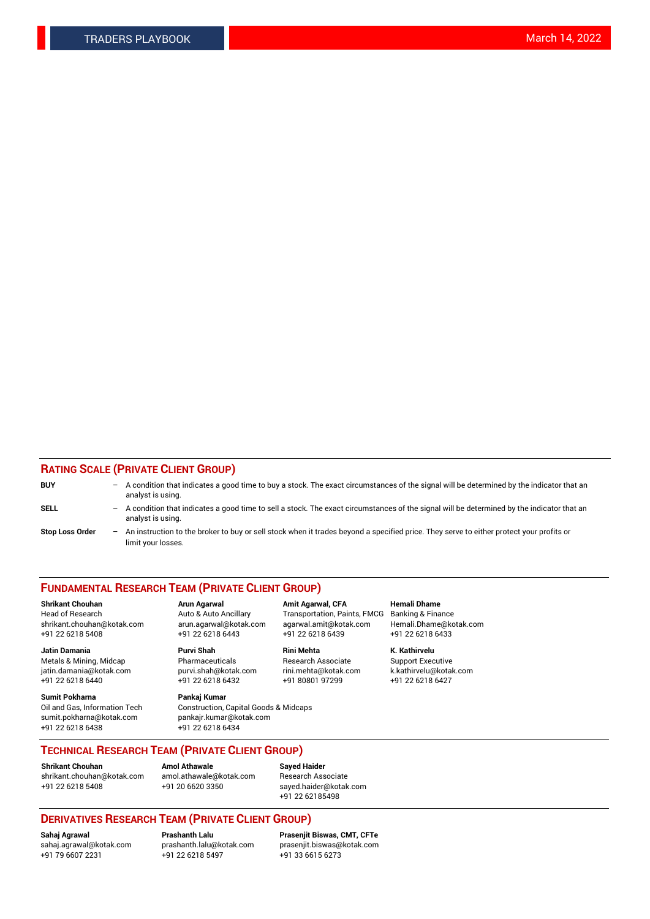## RATING SCALE (PRIVATE CLIENT GROUP)

**BUY** – A condition that indicates a good time to buy a stock. The exact circumstances of the signal will be determined by the indicator that an analyst is using.

**SELL** – A condition that indicates a good time to sell a stock. The exact circumstances of the signal will be determined by the indicator that an analyst is using.

**Stop Loss Order** – An instruction to the broker to buy or sell stock when it trades beyond a specified price. They serve to either protect your profits or limit your losses.

## FUNDAMENTAL RESEARCH TEAM (PRIVATE CLIENT GROUP)

**Shrikant Chouhan**
Head of Research
shrikant.chouhan@kotak.com
+91 22 6218 5408

**Arun Agarwal**
Auto & Auto Ancillary
arun.agarwal@kotak.com
+91 22 6218 6443

**Amit Agarwal, CFA**
Transportation, Paints, FMCG
agarwal.amit@kotak.com
+91 22 6218 6439

**Hemali Dhame**
Banking & Finance
Hemali.Dhame@kotak.com
+91 22 6218 6433

**Jatin Damania**
Metals & Mining, Midcap
jatin.damania@kotak.com
+91 22 6218 6440

**Purvi Shah**
Pharmaceuticals
purvi.shah@kotak.com
+91 22 6218 6432

**Rini Mehta**
Research Associate
rini.mehta@kotak.com
+91 80801 97299

**K. Kathirvelu**
Support Executive
k.kathirvelu@kotak.com
+91 22 6218 6427

**Sumit Pokharna**
Oil and Gas, Information Tech
sumit.pokharna@kotak.com
+91 22 6218 6438

**Pankaj Kumar**
Construction, Capital Goods & Midcaps
pankajr.kumar@kotak.com
+91 22 6218 6434

## TECHNICAL RESEARCH TEAM (PRIVATE CLIENT GROUP)

**Shrikant Chouhan**
shrikant.chouhan@kotak.com
+91 22 6218 5408

**Amol Athawale**
amol.athawale@kotak.com
+91 20 6620 3350

**Sayed Haider**
Research Associate
sayed.haider@kotak.com
+91 22 62185498

## DERIVATIVES RESEARCH TEAM (PRIVATE CLIENT GROUP)

**Sahaj Agrawal**
sahaj.agrawal@kotak.com
+91 79 6607 2231

**Prashanth Lalu**
prashanth.lalu@kotak.com
+91 22 6218 5497

**Prasenjit Biswas, CMT, CFTe**
prasenjit.biswas@kotak.com
+91 33 6615 6273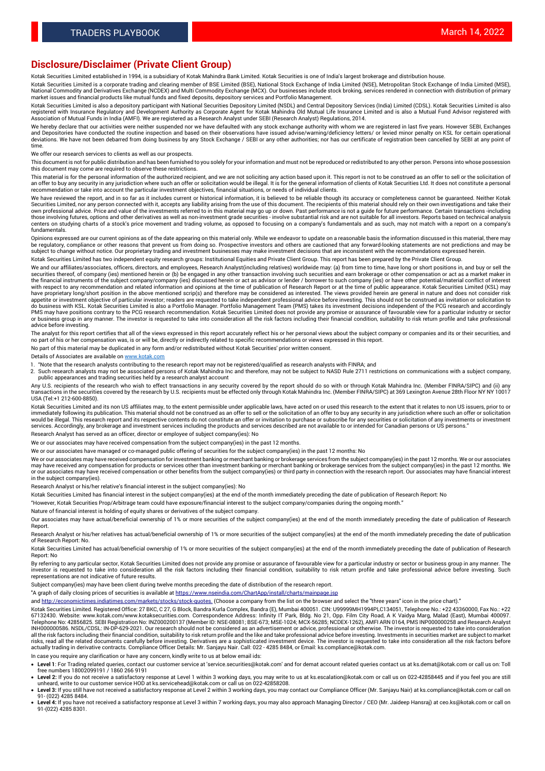## Disclosure/Disclaimer (Private Client Group)

Kotak Securities Limited established in 1994, is a subsidiary of Kotak Mahindra Bank Limited. Kotak Securities is one of India's largest brokerage and distribution house.

Kotak Securities Limited is a corporate trading and clearing member of BSE Limited (BSE), National Stock Exchange of India Limited (NSE), Metropolitan Stock Exchange of India Limited (MSE), National Commodity and Derivatives Exchange (NCDEX) and Multi Commodity Exchange (MCX). Our businesses include stock broking, services rendered in connection with distribution of primary market issues and financial products like mutual funds and fixed deposits, depository services and Portfolio Management.

Kotak Securities Limited is also a depository participant with National Securities Depository Limited (NSDL) and Central Depository Services (India) Limited (CDSL). Kotak Securities Limited is also registered with Insurance Regulatory and Development Authority as Corporate Agent for Kotak Mahindra Old Mutual Life Insurance Limited and is also a Mutual Fund Advisor registered with Association of Mutual Funds in India (AMFI). We are registered as a Research Analyst under SEBI (Research Analyst) Regulations, 2014.

We hereby declare that our activities were neither suspended nor we have defaulted with any stock exchange authority with whom we are registered in last five years. However SEBI, Exchanges and Depositories have conducted the routine inspection and based on their observations have issued advise/warning/deficiency letters/ or levied minor penalty on KSL for certain operational deviations. We have not been debarred from doing business by any Stock Exchange / SEBI or any other authorities; nor has our certificate of registration been cancelled by SEBI at any point of time.

We offer our research services to clients as well as our prospects.

This document is not for public distribution and has been furnished to you solely for your information and must not be reproduced or redistributed to any other person. Persons into whose possession this document may come are required to observe these restrictions.

This material is for the personal information of the authorized recipient, and we are not soliciting any action based upon it. This report is not to be construed as an offer to sell or the solicitation of an offer to buy any security in any jurisdiction where such an offer or solicitation would be illegal. It is for the general information of clients of Kotak Securities Ltd. It does not constitute a personal recommendation or take into account the particular investment objectives, financial situations, or needs of individual clients.

We have reviewed the report, and in so far as it includes current or historical information, it is believed to be reliable though its accuracy or completeness cannot be guaranteed. Neither Kotak Securities Limited, nor any person connected with it, accepts any liability arising from the use of this document. The recipients of this material should rely on their own investigations and take their own professional advice. Price and value of the investments referred to in this material may go up or down. Past performance is not a guide for future performance. Certain transactions -including those involving futures, options and other derivatives as well as non-investment grade securities - involve substantial risk and are not suitable for all investors. Reports based on technical analysis centers on studying charts of a stock's price movement and trading volume, as opposed to focusing on a company's fundamentals and as such, may not match with a report on a company's fundamentals.

Opinions expressed are our current opinions as of the date appearing on this material only. While we endeavor to update on a reasonable basis the information discussed in this material, there may be regulatory, compliance or other reasons that prevent us from doing so. Prospective investors and others are cautioned that any forward-looking statements are not predictions and may be subject to change without notice. Our proprietary trading and investment businesses may make investment decisions that are inconsistent with the recommendations expressed herein.

Kotak Securities Limited has two independent equity research groups: Institutional Equities and Private Client Group. This report has been prepared by the Private Client Group.

We and our affiliates/associates, officers, directors, and employees, Research Analyst(including relatives) worldwide may: (a) from time to time, have long or short positions in, and buy or sell the securities thereof, of company (ies) mentioned herein or (b) be engaged in any other transaction involving such securities and earn brokerage or other compensation or act as a market maker in the financial instruments of the subject company/company (ies) discussed herein or act as advisor or lender / borrower to such company (ies) or have other potential/material conflict of interest with respect to any recommendation and related information and opinions at the time of publication of Research Report or at the time of public appearance. Kotak Securities Limited (KSL) may have proprietary long/short position in the above mentioned scrip(s) and therefore may be considered as interested. The views provided herein are general in nature and does not consider risk appetite or investment objective of particular investor; readers are requested to take independent professional advice before investing. This should not be construed as invitation or solicitation to do business with KSL. Kotak Securities Limited is also a Portfolio Manager. Portfolio Management Team (PMS) takes its investment decisions independent of the PCG research and accordingly PMS may have positions contrary to the PCG research recommendation. Kotak Securities Limited does not provide any promise or assurance of favourable view for a particular industry or sector or business group in any manner. The investor is requested to take into consideration all the risk factors including their financial condition, suitability to risk return profile and take professional advice before investing.

The analyst for this report certifies that all of the views expressed in this report accurately reflect his or her personal views about the subject company or companies and its or their securities, and no part of his or her compensation was, is or will be, directly or indirectly related to specific recommendations or views expressed in this report.

No part of this material may be duplicated in any form and/or redistributed without Kotak Securities' prior written consent.

Details of Associates are available on www.kotak.com

1. "Note that the research analysts contributing to the research report may not be registered/qualified as research analysts with FINRA; and
2. Such research analysts may not be associated persons of Kotak Mahindra Inc and therefore, may not be subject to NASD Rule 2711 restrictions on communications with a subject company, public appearances and trading securities held by a research analyst account

Any U.S. recipients of the research who wish to effect transactions in any security covered by the report should do so with or through Kotak Mahindra Inc. (Member FINRA/SIPC) and (ii) any transactions in the securities covered by the research by U.S. recipients must be effected only through Kotak Mahindra Inc. (Member FINRA/SIPC) at 369 Lexington Avenue 28th Floor NY NY 10017 USA (Tel:+1 212-600-8850).

Kotak Securities Limited and its non US affiliates may, to the extent permissible under applicable laws, have acted on or used this research to the extent that it relates to non US issuers, prior to or immediately following its publication. This material should not be construed as an offer to sell or the solicitation of an offer to buy any security in any jurisdiction where such an offer or solicitation would be illegal. This research report and its respective contents do not constitute an offer or invitation to purchase or subscribe for any securities or solicitation of any investments or investment services. Accordingly, any brokerage and investment services including the products and services described are not available to or intended for Canadian persons or US persons."

Research Analyst has served as an officer, director or employee of subject company(ies): No

We or our associates may have received compensation from the subject company(ies) in the past 12 months.

We or our associates have managed or co-managed public offering of securities for the subject company(ies) in the past 12 months: No

We or our associates may have received compensation for investment banking or merchant banking or brokerage services from the subject company(ies) in the past 12 months. We or our associates may have received any compensation for products or services other than investment banking or merchant banking or brokerage services from the subject company(ies) in the past 12 months. We or our associates may have received compensation or other benefits from the subject company(ies) or third party in connection with the research report. Our associates may have financial interest in the subject company(ies).

Research Analyst or his/her relative's financial interest in the subject company(ies): No

Kotak Securities Limited has financial interest in the subject company(ies) at the end of the month immediately preceding the date of publication of Research Report: No

"However, Kotak Securities Prop/Arbitrage team could have exposure/financial interest to the subject company/companies during the ongoing month."

Nature of financial interest is holding of equity shares or derivatives of the subject company.

Our associates may have actual/beneficial ownership of 1% or more securities of the subject company(ies) at the end of the month immediately preceding the date of publication of Research Report.

Research Analyst or his/her relatives has actual/beneficial ownership of 1% or more securities of the subject company(ies) at the end of the month immediately preceding the date of publication of Research Report: No.

Kotak Securities Limited has actual/beneficial ownership of 1% or more securities of the subject company(ies) at the end of the month immediately preceding the date of publication of Research Report: No

By referring to any particular sector, Kotak Securities Limited does not provide any promise or assurance of favourable view for a particular industry or sector or business group in any manner. The investor is requested to take into consideration all the risk factors including their financial condition, suitability to risk return profile and take professional advice before investing. Such representations are not indicative of future results.

Subject company(ies) may have been client during twelve months preceding the date of distribution of the research report.

"A graph of daily closing prices of securities is available at https://www.nseindia.com/ChartApp/install/charts/mainpage.jsp

and http://economictimes.indiatimes.com/markets/stocks/stock-quotes. (Choose a company from the list on the browser and select the "three years" icon in the price chart)."

Kotak Securities Limited. Registered Office: 27 BKC, C 27, G Block, Bandra Kurla Complex, Bandra (E), Mumbai 400051. CIN: U99999MH1994PLC134051, Telephone No.: +22 43360000, Fax No.: +22 67132430. Website: www.kotak.com/www.kotaksecurities.com. Correspondence Address: Infinity IT Park, Bldg. No 21, Opp. Film City Road, A K Vaidya Marg, Malad (East), Mumbai 400097. Telephone No: 42856825. SEBI Registration No: INZ000200137 (Member ID: NSE-08081; BSE-673; MSE-1024; MCX-56285; NCDEX-1262), AMFI ARN 0164, PMS INP000000258 and Research Analyst INH000000586. NSDL/CDSL: IN-DP-629-2021. Our research should not be considered as an advertisement or advice, professional or otherwise. The investor is requested to take into consideration all the risk factors including their financial condition, suitability to risk return profile and the like and take professional advice before investing. Investments in securities market are subject to market risks, read all the related documents carefully before investing. Derivatives are a sophisticated investment device. The investor is requested to take into consideration all the risk factors before actually trading in derivative contracts. Compliance Officer Details: Mr. Sanjayu Nair. Call: 022 - 4285 8484, or Email: ks.compliance@kotak.com.

In case you require any clarification or have any concern, kindly write to us at below email ids:

- **Level 1**: For Trading related queries, contact our customer service at 'service.securities@kotak.com' and for demat account related queries contact us at ks.demat@kotak.com or call us on: Toll free numbers 18002099191 / 1860 266 9191
- **Level 2:** If you do not receive a satisfactory response at Level 1 within 3 working days, you may write to us at ks.escalation@kotak.com or call us on 022-42858445 and if you feel you are still unheard, write to our customer service HOD at ks.servicehead@kotak.com or call us on 022-42858208.
- **Level 3:** If you still have not received a satisfactory response at Level 2 within 3 working days, you may contact our Compliance Officer (Mr. Sanjayu Nair) at ks.compliance@kotak.com or call on 91- (022) 4285 8484.
- **Level 4:** If you have not received a satisfactory response at Level 3 within 7 working days, you may also approach Managing Director / CEO (Mr. Jaideep Hansraj) at ceo.ks@kotak.com or call on 91-(022) 4285 8301.